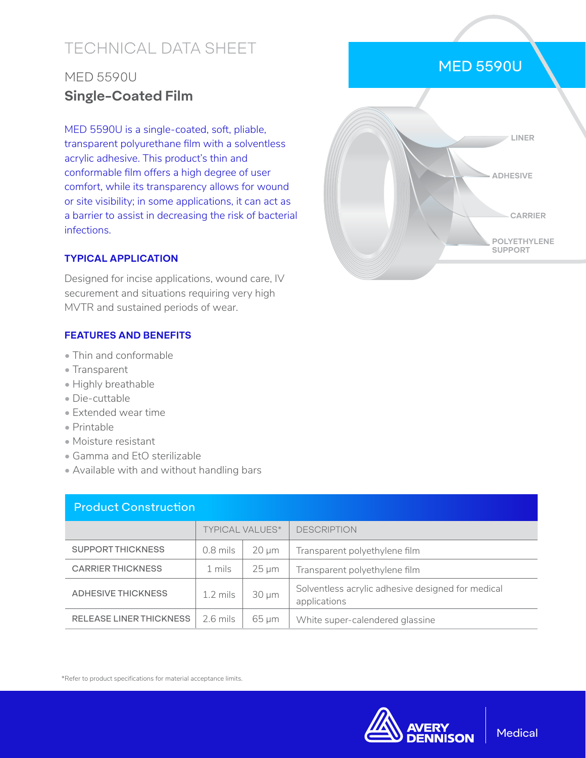# TECHNICAL DATA SHEET

## MED 5590U

## **Single-Coated Film**

MED 5590U is a single-coated, soft, pliable, transparent polyurethane film with a solventless acrylic adhesive. This product's thin and conformable film offers a high degree of user comfort, while its transparency allows for wound or site visibility; in some applications, it can act as a barrier to assist in decreasing the risk of bacterial infections.

MED 5590U

LINER

ADHESIVE

CARRIER

POLYETHYLENE SUPPORT

### TYPICAL APPLICATION

Designed for incise applications, wound care, IV securement and situations requiring very high MVTR and sustained periods of wear.

### FEATURES AND BENEFITS

- Thin and conformable
- Transparent
- Highly breathable
- Die-cuttable
- Extended wear time
- Printable
- Moisture resistant
- Gamma and EtO sterilizable
- Available with and without handling bars

### Product Construction

| | TYPICAL VALUES* | | DESCRIPTION |
|---|---|---|---|
| SUPPORT THICKNESS | 0.8 mils | 20 µm | Transparent polyethylene film |
| CARRIER THICKNESS | 1 mils | 25 µm | Transparent polyethylene film |
| ADHESIVE THICKNESS | 1.2 mils | 30 µm | Solventless acrylic adhesive designed for medical applications |
| RELEASE LINER THICKNESS | 2.6 mils | 65 µm | White super-calendered glassine |

*Refer to product specifications for material acceptance limits.

AVERY DENNISON | Medical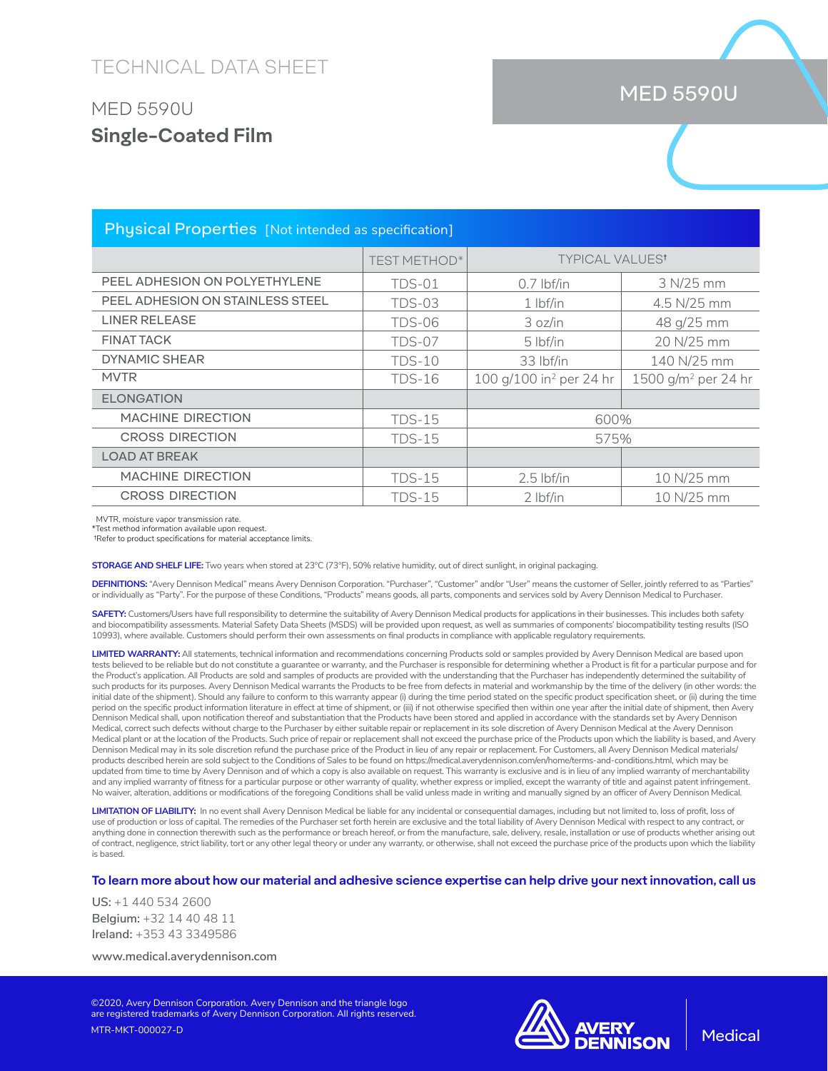# TECHNICAL DATA SHEET

## MED 5590U

## Single-Coated Film

MED 5590U

### Physical Properties [Not intended as specification]

| | TEST METHOD* | TYPICAL VALUES† | |
|---|---|---|---|
| PEEL ADHESION ON POLYETHYLENE | TDS-01 | 0.7 lbf/in | 3 N/25 mm |
| PEEL ADHESION ON STAINLESS STEEL | TDS-03 | 1 lbf/in | 4.5 N/25 mm |
| LINER RELEASE | TDS-06 | 3 oz/in | 48 g/25 mm |
| FINAT TACK | TDS-07 | 5 lbf/in | 20 N/25 mm |
| DYNAMIC SHEAR | TDS-10 | 33 lbf/in | 140 N/25 mm |
| MVTR | TDS-16 | 100 g/100 in$^2$ per 24 hr | 1500 g/m$^2$ per 24 hr |
| ELONGATION | | | |
| MACHINE DIRECTION | TDS-15 | 600% | |
| CROSS DIRECTION | TDS-15 | 575% | |
| LOAD AT BREAK | | | |
| MACHINE DIRECTION | TDS-15 | 2.5 lbf/in | 10 N/25 mm |
| CROSS DIRECTION | TDS-15 | 2 lbf/in | 10 N/25 mm |

MVTR, moisture vapor transmission rate.
*Test method information available upon request.
†Refer to product specifications for material acceptance limits.

**STORAGE AND SHELF LIFE:** Two years when stored at 23°C (73°F), 50% relative humidity, out of direct sunlight, in original packaging.

**DEFINITIONS:** "Avery Dennison Medical" means Avery Dennison Corporation. "Purchaser", "Customer" and/or "User" means the customer of Seller, jointly referred to as "Parties" or individually as "Party". For the purpose of these Conditions, "Products" means goods, all parts, components and services sold by Avery Dennison Medical to Purchaser.

**SAFETY:** Customers/Users have full responsibility to determine the suitability of Avery Dennison Medical products for applications in their businesses. This includes both safety and biocompatibility assessments. Material Safety Data Sheets (MSDS) will be provided upon request, as well as summaries of components' biocompatibility testing results (ISO 10993), where available. Customers should perform their own assessments on final products in compliance with applicable regulatory requirements.

**LIMITED WARRANTY:** All statements, technical information and recommendations concerning Products sold or samples provided by Avery Dennison Medical are based upon tests believed to be reliable but do not constitute a guarantee or warranty, and the Purchaser is responsible for determining whether a Product is fit for a particular purpose and for the Product's application. All Products are sold and samples of products are provided with the understanding that the Purchaser has independently determined the suitability of such products for its purposes. Avery Dennison Medical warrants the Products to be free from defects in material and workmanship by the time of the delivery (in other words: the initial date of the shipment). Should any failure to conform to this warranty appear (i) during the time period stated on the specific product specification sheet, or (ii) during the time period on the specific product information literature in effect at time of shipment, or (iii) if not otherwise specified then within one year after the initial date of shipment, then Avery Dennison Medical shall, upon notification thereof and substantiation that the Products have been stored and applied in accordance with the standards set by Avery Dennison Medical, correct such defects without charge to the Purchaser by either suitable repair or replacement in its sole discretion of Avery Dennison Medical at the Avery Dennison Medical plant or at the location of the Products. Such price of repair or replacement shall not exceed the purchase price of the Products upon which the liability is based, and Avery Dennison Medical may in its sole discretion refund the purchase price of the Product in lieu of any repair or replacement. For Customers, all Avery Dennison Medical materials/ products described herein are sold subject to the Conditions of Sales to be found on https://medical.averydennison.com/en/home/terms-and-conditions.html, which may be updated from time to time by Avery Dennison and of which a copy is also available on request. This warranty is exclusive and is in lieu of any implied warranty of merchantability and any implied warranty of fitness for a particular purpose or other warranty of quality, whether express or implied, except the warranty of title and against patent infringement. No waiver, alteration, additions or modifications of the foregoing Conditions shall be valid unless made in writing and manually signed by an officer of Avery Dennison Medical.

**LIMITATION OF LIABILITY:** In no event shall Avery Dennison Medical be liable for any incidental or consequential damages, including but not limited to, loss of profit, loss of use of production or loss of capital. The remedies of the Purchaser set forth herein are exclusive and the total liability of Avery Dennison Medical with respect to any contract, or anything done in connection therewith such as the performance or breach hereof, or from the manufacture, sale, delivery, resale, installation or use of products whether arising out of contract, negligence, strict liability, tort or any other legal theory or under any warranty, or otherwise, shall not exceed the purchase price of the products upon which the liability is based.

**To learn more about how our material and adhesive science expertise can help drive your next innovation, call us**

**US:** +1 440 534 2600
**Belgium:** +32 14 40 48 11
**Ireland:** +353 43 3349586

www.medical.averydennison.com

©2020, Avery Dennison Corporation. Avery Dennison and the triangle logo are registered trademarks of Avery Dennison Corporation. All rights reserved.

MTR-MKT-000027-D

AVERY DENNISON Medical